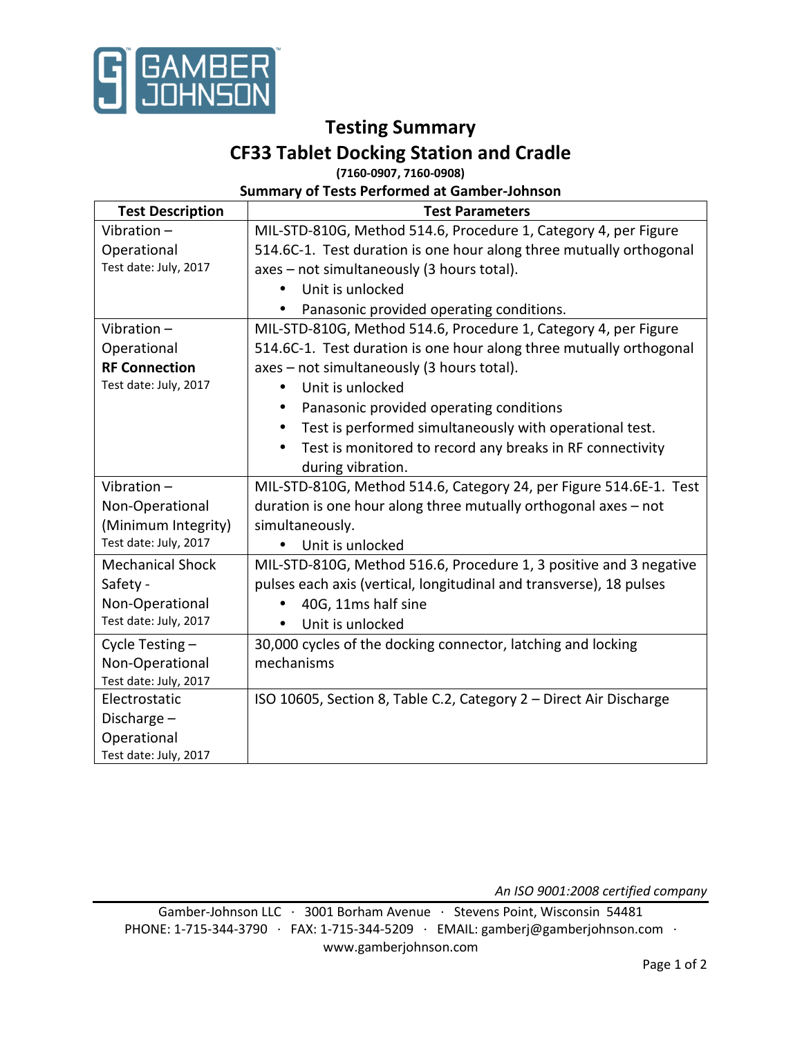# Testing Summary

## CF33 Tablet Docking Station and Cradle

**(7160-0907, 7160-0908)**

**Summary of Tests Performed at Gamber-Johnson**

| Test Description | Test Parameters |
|---|---|
| Vibration – Operational<br>Test date: July, 2017 | MIL-STD-810G, Method 514.6, Procedure 1, Category 4, per Figure 514.6C-1. Test duration is one hour along three mutually orthogonal axes – not simultaneously (3 hours total).<br>• Unit is unlocked<br>• Panasonic provided operating conditions. |
| Vibration – Operational **RF Connection**<br>Test date: July, 2017 | MIL-STD-810G, Method 514.6, Procedure 1, Category 4, per Figure 514.6C-1. Test duration is one hour along three mutually orthogonal axes – not simultaneously (3 hours total).<br>• Unit is unlocked<br>• Panasonic provided operating conditions<br>• Test is performed simultaneously with operational test.<br>• Test is monitored to record any breaks in RF connectivity during vibration. |
| Vibration – Non-Operational (Minimum Integrity)<br>Test date: July, 2017 | MIL-STD-810G, Method 514.6, Category 24, per Figure 514.6E-1. Test duration is one hour along three mutually orthogonal axes – not simultaneously.<br>• Unit is unlocked |
| Mechanical Shock Safety - Non-Operational<br>Test date: July, 2017 | MIL-STD-810G, Method 516.6, Procedure 1, 3 positive and 3 negative pulses each axis (vertical, longitudinal and transverse), 18 pulses<br>• 40G, 11ms half sine<br>• Unit is unlocked |
| Cycle Testing – Non-Operational<br>Test date: July, 2017 | 30,000 cycles of the docking connector, latching and locking mechanisms |
| Electrostatic Discharge – Operational<br>Test date: July, 2017 | ISO 10605, Section 8, Table C.2, Category 2 – Direct Air Discharge |

*An ISO 9001:2008 certified company*

Gamber-Johnson LLC · 3001 Borham Avenue · Stevens Point, Wisconsin 54481
PHONE: 1-715-344-3790 · FAX: 1-715-344-5209 · EMAIL: gamberj@gamberjohnson.com · www.gamberjohnson.com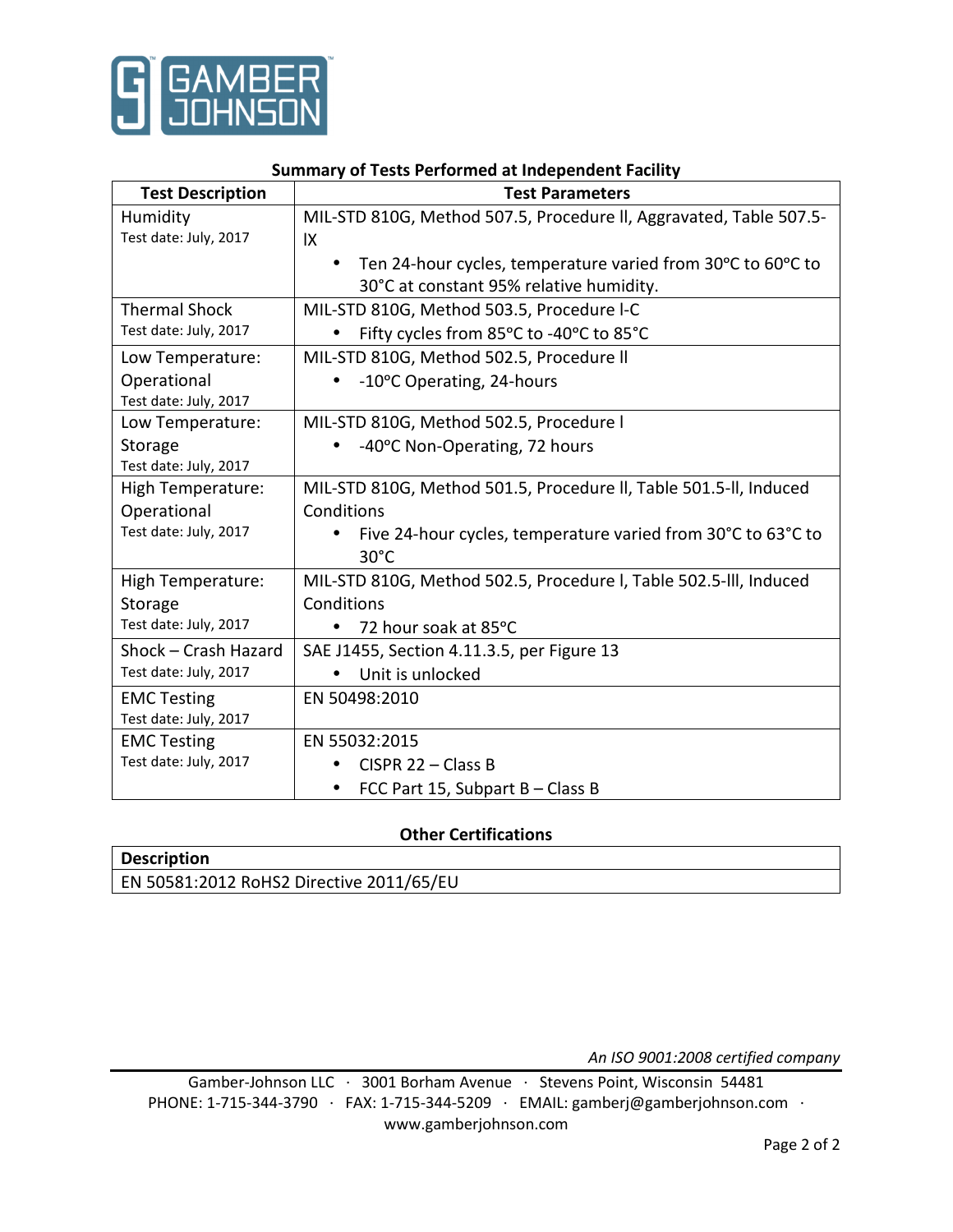GAMBER JOHNSON

### Summary of Tests Performed at Independent Facility

| Test Description | Test Parameters |
|---|---|
| Humidity<br>Test date: July, 2017 | MIL-STD 810G, Method 507.5, Procedure II, Aggravated, Table 507.5-IX<br>• Ten 24-hour cycles, temperature varied from 30°C to 60°C to 30°C at constant 95% relative humidity. |
| Thermal Shock<br>Test date: July, 2017 | MIL-STD 810G, Method 503.5, Procedure I-C<br>• Fifty cycles from 85°C to -40°C to 85°C |
| Low Temperature: Operational<br>Test date: July, 2017 | MIL-STD 810G, Method 502.5, Procedure II<br>• -10°C Operating, 24-hours |
| Low Temperature: Storage<br>Test date: July, 2017 | MIL-STD 810G, Method 502.5, Procedure I<br>• -40°C Non-Operating, 72 hours |
| High Temperature: Operational<br>Test date: July, 2017 | MIL-STD 810G, Method 501.5, Procedure II, Table 501.5-II, Induced Conditions<br>• Five 24-hour cycles, temperature varied from 30°C to 63°C to 30°C |
| High Temperature: Storage<br>Test date: July, 2017 | MIL-STD 810G, Method 502.5, Procedure I, Table 502.5-III, Induced Conditions<br>• 72 hour soak at 85°C |
| Shock – Crash Hazard<br>Test date: July, 2017 | SAE J1455, Section 4.11.3.5, per Figure 13<br>• Unit is unlocked |
| EMC Testing<br>Test date: July, 2017 | EN 50498:2010 |
| EMC Testing<br>Test date: July, 2017 | EN 55032:2015<br>• CISPR 22 – Class B<br>• FCC Part 15, Subpart B – Class B |

### Other Certifications

| Description |
|---|
| EN 50581:2012 RoHS2 Directive 2011/65/EU |

*An ISO 9001:2008 certified company*

Gamber-Johnson LLC · 3001 Borham Avenue · Stevens Point, Wisconsin 54481
PHONE: 1-715-344-3790 · FAX: 1-715-344-5209 · EMAIL: gamberj@gamberjohnson.com · www.gamberjohnson.com